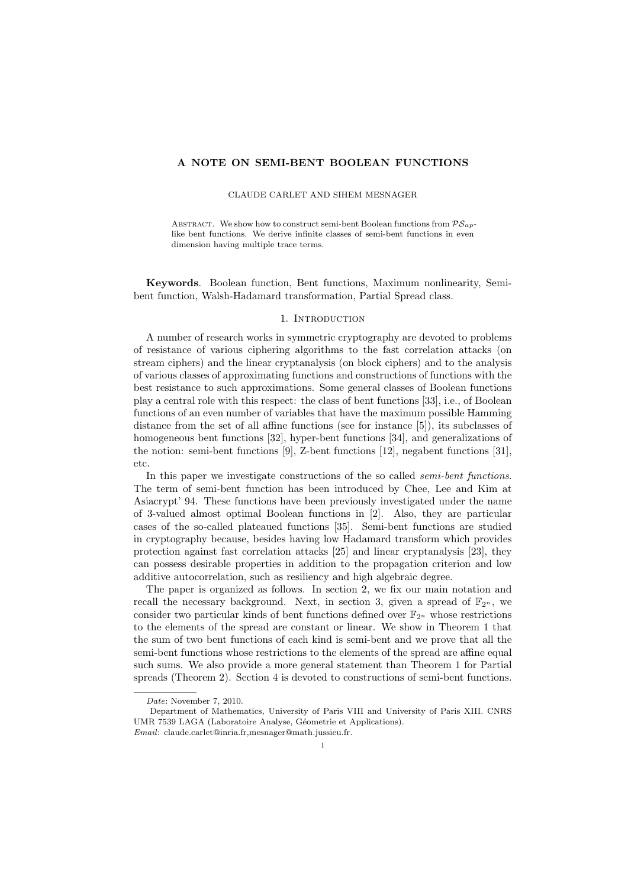# A NOTE ON SEMI-BENT BOOLEAN FUNCTIONS

CLAUDE CARLET AND SIHEM MESNAGER

Abstract. We show how to construct semi-bent Boolean functions from $\mathcal{PS}_{ap}$-like bent functions. We derive infinite classes of semi-bent functions in even dimension having multiple trace terms.

**Keywords**. Boolean function, Bent functions, Maximum nonlinearity, Semi-bent function, Walsh-Hadamard transformation, Partial Spread class.

## 1. Introduction

A number of research works in symmetric cryptography are devoted to problems of resistance of various ciphering algorithms to the fast correlation attacks (on stream ciphers) and the linear cryptanalysis (on block ciphers) and to the analysis of various classes of approximating functions and constructions of functions with the best resistance to such approximations. Some general classes of Boolean functions play a central role with this respect: the class of bent functions [33], i.e., of Boolean functions of an even number of variables that have the maximum possible Hamming distance from the set of all affine functions (see for instance [5]), its subclasses of homogeneous bent functions [32], hyper-bent functions [34], and generalizations of the notion: semi-bent functions [9], Z-bent functions [12], negabent functions [31], etc.

In this paper we investigate constructions of the so called *semi-bent functions*. The term of semi-bent function has been introduced by Chee, Lee and Kim at Asiacrypt' 94. These functions have been previously investigated under the name of 3-valued almost optimal Boolean functions in [2]. Also, they are particular cases of the so-called plateaued functions [35]. Semi-bent functions are studied in cryptography because, besides having low Hadamard transform which provides protection against fast correlation attacks [25] and linear cryptanalysis [23], they can possess desirable properties in addition to the propagation criterion and low additive autocorrelation, such as resiliency and high algebraic degree.

The paper is organized as follows. In section 2, we fix our main notation and recall the necessary background. Next, in section 3, given a spread of $\mathbb{F}_{2^n}$, we consider two particular kinds of bent functions defined over $\mathbb{F}_{2^n}$ whose restrictions to the elements of the spread are constant or linear. We show in Theorem 1 that the sum of two bent functions of each kind is semi-bent and we prove that all the semi-bent functions whose restrictions to the elements of the spread are affine equal such sums. We also provide a more general statement than Theorem 1 for Partial spreads (Theorem 2). Section 4 is devoted to constructions of semi-bent functions.

---

*Date*: November 7, 2010.

Department of Mathematics, University of Paris VIII and University of Paris XIII. CNRS UMR 7539 LAGA (Laboratoire Analyse, Géometrie et Applications).

*Email*: claude.carlet@inria.fr,mesnager@math.jussieu.fr.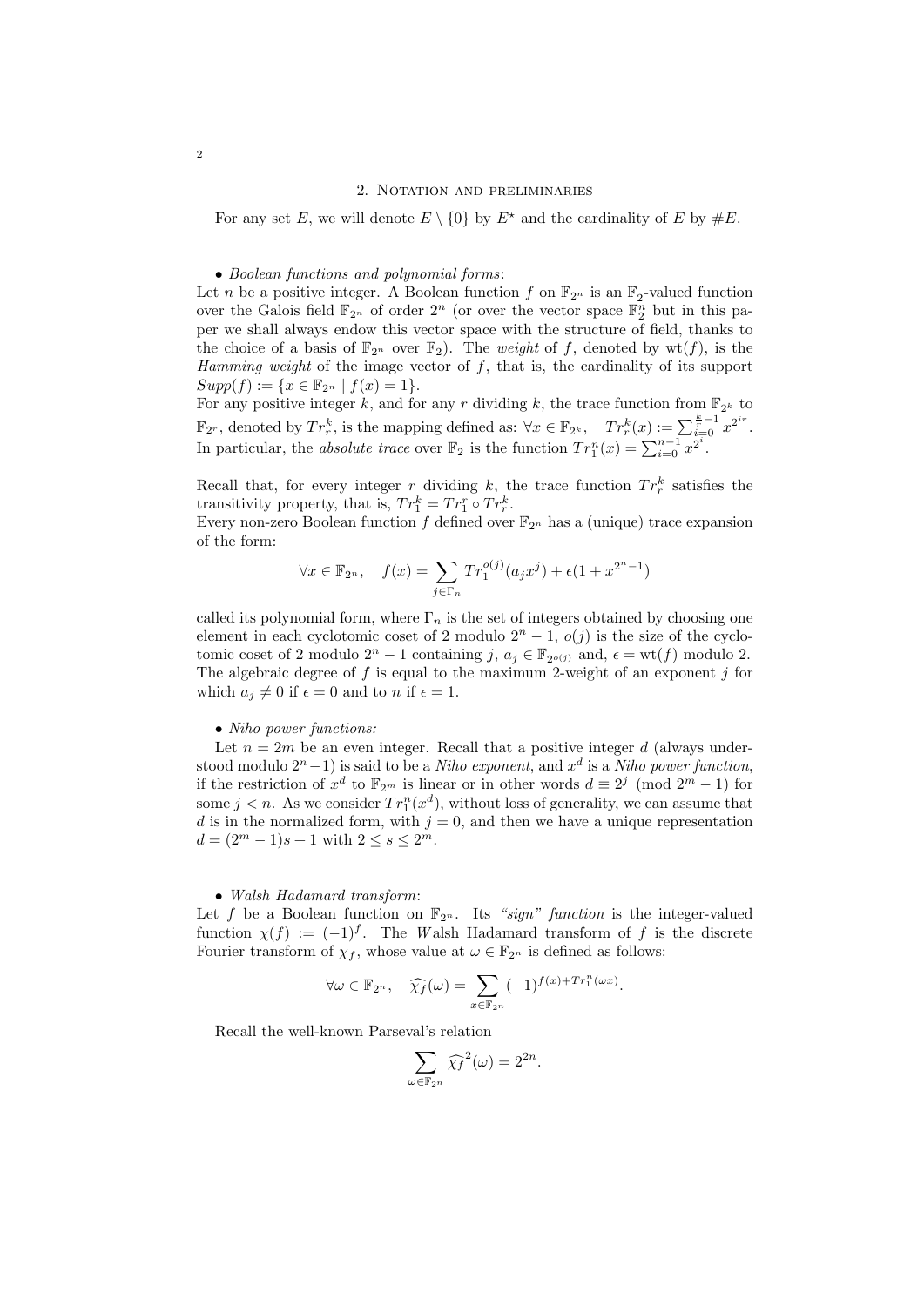## 2. Notation and preliminaries

For any set $E$, we will denote $E \setminus \{0\}$ by $E^\star$ and the cardinality of $E$ by $\#E$.

- *Boolean functions and polynomial forms*:

Let $n$ be a positive integer. A Boolean function $f$ on $\mathbb{F}_{2^n}$ is an $\mathbb{F}_2$-valued function over the Galois field $\mathbb{F}_{2^n}$ of order $2^n$ (or over the vector space $\mathbb{F}_2^n$ but in this paper we shall always endow this vector space with the structure of field, thanks to the choice of a basis of $\mathbb{F}_{2^n}$ over $\mathbb{F}_2$). The *weight* of $f$, denoted by $\mathrm{wt}(f)$, is the *Hamming weight* of the image vector of $f$, that is, the cardinality of its support $Supp(f) := \{x \in \mathbb{F}_{2^n} \mid f(x) = 1\}$.
For any positive integer $k$, and for any $r$ dividing $k$, the trace function from $\mathbb{F}_{2^k}$ to $\mathbb{F}_{2^r}$, denoted by $Tr_r^k$, is the mapping defined as: $\forall x \in \mathbb{F}_{2^k}, \quad Tr_r^k(x) := \sum_{i=0}^{\frac{k}{r}-1} x^{2^{ir}}$. In particular, the *absolute trace* over $\mathbb{F}_2$ is the function $Tr_1^n(x) = \sum_{i=0}^{n-1} x^{2^i}$.

Recall that, for every integer $r$ dividing $k$, the trace function $Tr_r^k$ satisfies the transitivity property, that is, $Tr_1^k = Tr_1^r \circ Tr_r^k$.
Every non-zero Boolean function $f$ defined over $\mathbb{F}_{2^n}$ has a (unique) trace expansion of the form:

$$\forall x \in \mathbb{F}_{2^n}, \quad f(x) = \sum_{j \in \Gamma_n} Tr_1^{o(j)}(a_j x^j) + \epsilon(1 + x^{2^n-1})$$

called its polynomial form, where $\Gamma_n$ is the set of integers obtained by choosing one element in each cyclotomic coset of 2 modulo $2^n - 1$, $o(j)$ is the size of the cyclotomic coset of 2 modulo $2^n - 1$ containing $j$, $a_j \in \mathbb{F}_{2^{o(j)}}$ and, $\epsilon = \mathrm{wt}(f)$ modulo 2. The algebraic degree of $f$ is equal to the maximum 2-weight of an exponent $j$ for which $a_j \neq 0$ if $\epsilon = 0$ and to $n$ if $\epsilon = 1$.

- *Niho power functions:*

Let $n = 2m$ be an even integer. Recall that a positive integer $d$ (always understood modulo $2^n-1$) is said to be a *Niho exponent*, and $x^d$ is a *Niho power function*, if the restriction of $x^d$ to $\mathbb{F}_{2^m}$ is linear or in other words $d \equiv 2^j \pmod{2^m - 1}$ for some $j < n$. As we consider $Tr_1^n(x^d)$, without loss of generality, we can assume that $d$ is in the normalized form, with $j = 0$, and then we have a unique representation $d = (2^m - 1)s + 1$ with $2 \leq s \leq 2^m$.

- *Walsh Hadamard transform*:

Let $f$ be a Boolean function on $\mathbb{F}_{2^n}$. Its *"sign" function* is the integer-valued function $\chi(f) := (-1)^f$. The *W*alsh Hadamard transform of $f$ is the discrete Fourier transform of $\chi_f$, whose value at $\omega \in \mathbb{F}_{2^n}$ is defined as follows:

$$\forall \omega \in \mathbb{F}_{2^n}, \quad \widehat{\chi_f}(\omega) = \sum_{x \in \mathbb{F}_{2^n}} (-1)^{f(x) + Tr_1^n(\omega x)}.$$

Recall the well-known Parseval's relation

$$\sum_{\omega \in \mathbb{F}_{2^n}} \widehat{\chi_f}^2(\omega) = 2^{2n}.$$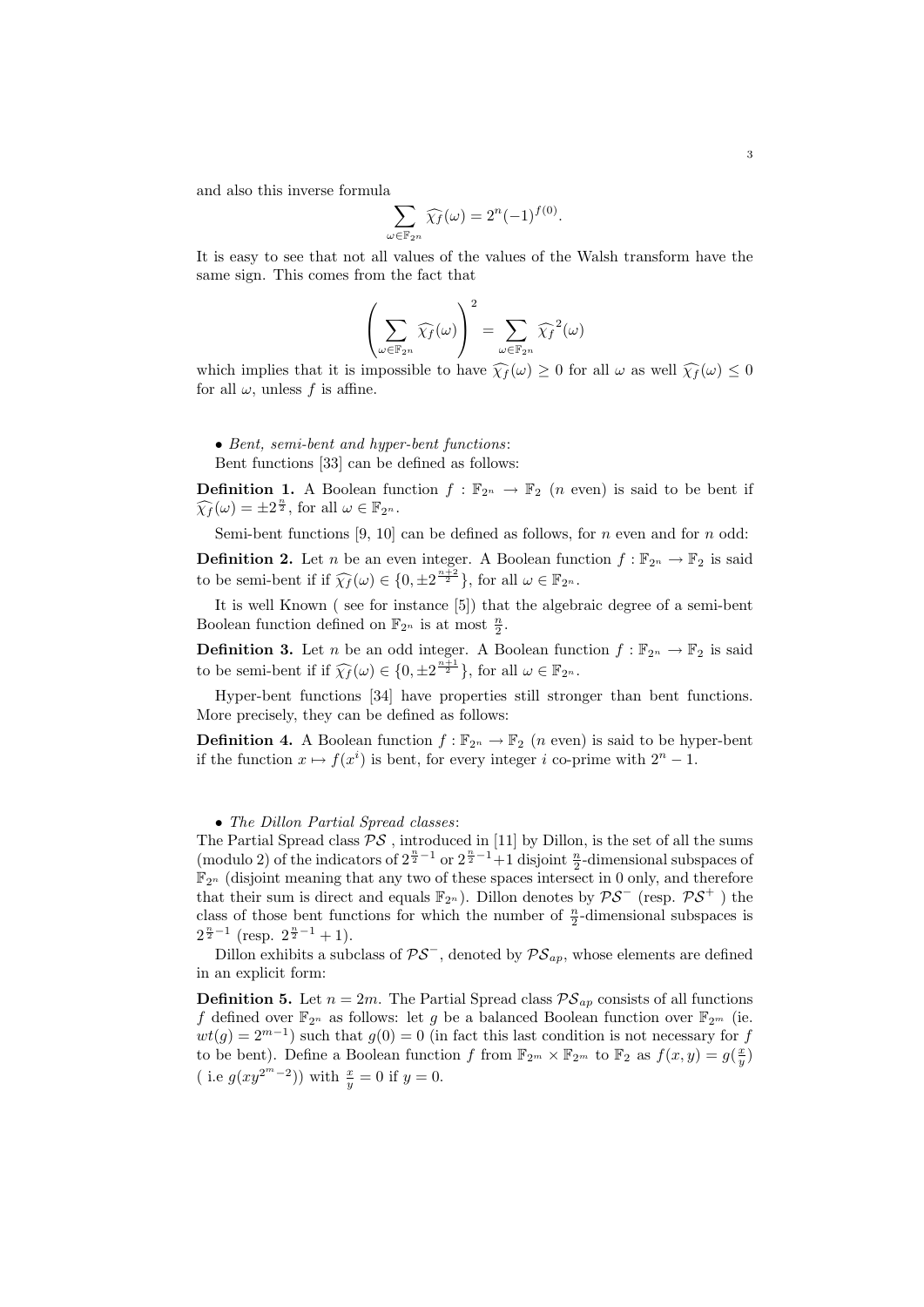and also this inverse formula

$$\sum_{\omega \in \mathbb{F}_{2^n}} \widehat{\chi_f}(\omega) = 2^n(-1)^{f(0)}.$$

It is easy to see that not all values of the values of the Walsh transform have the same sign. This comes from the fact that

$$\left( \sum_{\omega \in \mathbb{F}_{2^n}} \widehat{\chi_f}(\omega) \right)^2 = \sum_{\omega \in \mathbb{F}_{2^n}} \widehat{\chi_f}^2(\omega)$$

which implies that it is impossible to have $\widehat{\chi_f}(\omega) \geq 0$ for all $\omega$ as well $\widehat{\chi_f}(\omega) \leq 0$ for all $\omega$, unless $f$ is affine.

- *Bent, semi-bent and hyper-bent functions*:
  Bent functions [33] can be defined as follows:

**Definition 1.** A Boolean function $f : \mathbb{F}_{2^n} \to \mathbb{F}_2$ ($n$ even) is said to be bent if $\widehat{\chi_f}(\omega) = \pm 2^{\frac{n}{2}}$, for all $\omega \in \mathbb{F}_{2^n}$.

Semi-bent functions [9, 10] can be defined as follows, for $n$ even and for $n$ odd:

**Definition 2.** Let $n$ be an even integer. A Boolean function $f : \mathbb{F}_{2^n} \to \mathbb{F}_2$ is said to be semi-bent if if $\widehat{\chi_f}(\omega) \in \{0, \pm 2^{\frac{n+2}{2}}\}$, for all $\omega \in \mathbb{F}_{2^n}$.

It is well Known ( see for instance [5]) that the algebraic degree of a semi-bent Boolean function defined on $\mathbb{F}_{2^n}$ is at most $\frac{n}{2}$.

**Definition 3.** Let $n$ be an odd integer. A Boolean function $f : \mathbb{F}_{2^n} \to \mathbb{F}_2$ is said to be semi-bent if if $\widehat{\chi_f}(\omega) \in \{0, \pm 2^{\frac{n+1}{2}}\}$, for all $\omega \in \mathbb{F}_{2^n}$.

Hyper-bent functions [34] have properties still stronger than bent functions. More precisely, they can be defined as follows:

**Definition 4.** A Boolean function $f : \mathbb{F}_{2^n} \to \mathbb{F}_2$ ($n$ even) is said to be hyper-bent if the function $x \mapsto f(x^i)$ is bent, for every integer $i$ co-prime with $2^n - 1$.

- *The Dillon Partial Spread classes*:

The Partial Spread class $\mathcal{PS}$ , introduced in [11] by Dillon, is the set of all the sums (modulo 2) of the indicators of $2^{\frac{n}{2}-1}$ or $2^{\frac{n}{2}-1}+1$ disjoint $\frac{n}{2}$-dimensional subspaces of $\mathbb{F}_{2^n}$ (disjoint meaning that any two of these spaces intersect in 0 only, and therefore that their sum is direct and equals $\mathbb{F}_{2^n}$). Dillon denotes by $\mathcal{PS}^-$ (resp. $\mathcal{PS}^+$ ) the class of those bent functions for which the number of $\frac{n}{2}$-dimensional subspaces is $2^{\frac{n}{2}-1}$ (resp. $2^{\frac{n}{2}-1}+1$).

Dillon exhibits a subclass of $\mathcal{PS}^-$, denoted by $\mathcal{PS}_{ap}$, whose elements are defined in an explicit form:

**Definition 5.** Let $n = 2m$. The Partial Spread class $\mathcal{PS}_{ap}$ consists of all functions $f$ defined over $\mathbb{F}_{2^n}$ as follows: let $g$ be a balanced Boolean function over $\mathbb{F}_{2^m}$ (ie. $wt(g) = 2^{m-1}$) such that $g(0) = 0$ (in fact this last condition is not necessary for $f$ to be bent). Define a Boolean function $f$ from $\mathbb{F}_{2^m} \times \mathbb{F}_{2^m}$ to $\mathbb{F}_2$ as $f(x, y) = g(\frac{x}{y})$ ( i.e $g(xy^{2^m-2})$) with $\frac{x}{y} = 0$ if $y = 0$.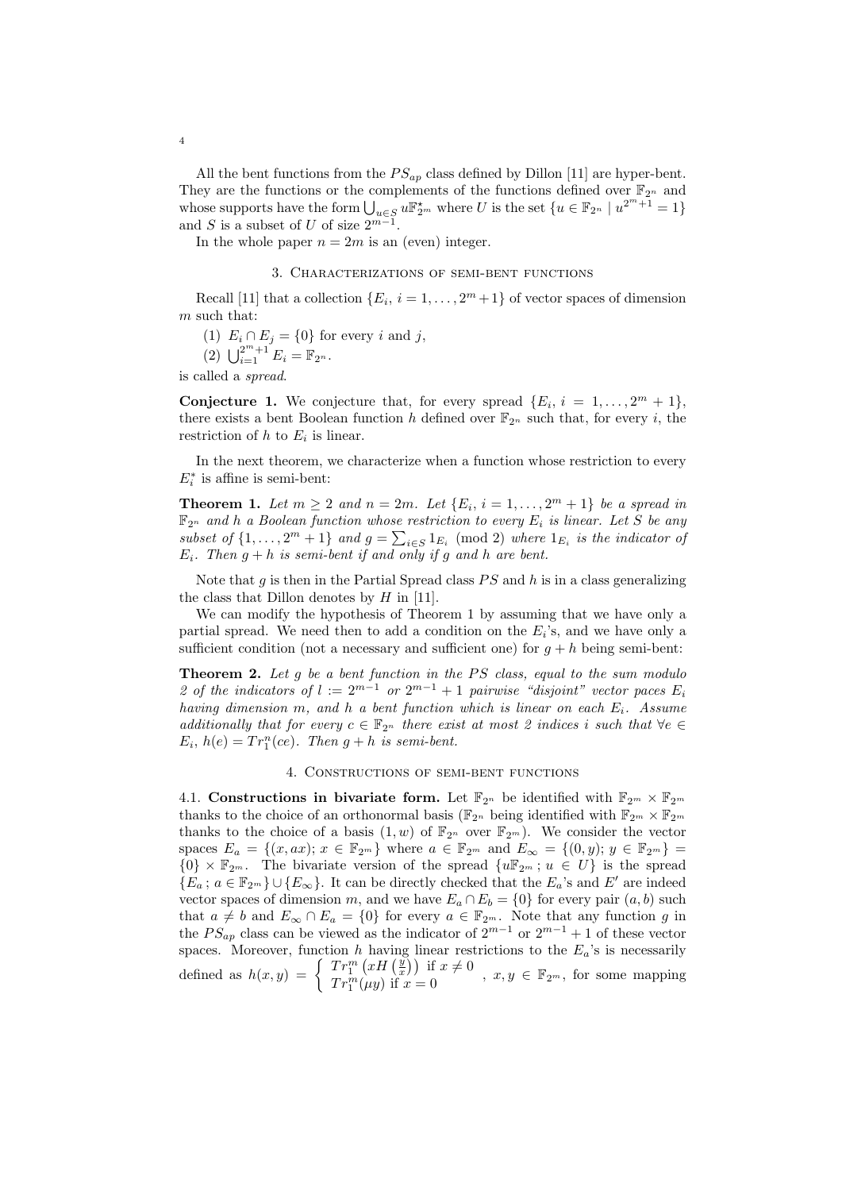All the bent functions from the $PS_{ap}$ class defined by Dillon [11] are hyper-bent. They are the functions or the complements of the functions defined over $\mathbb{F}_{2^n}$ and whose supports have the form $\bigcup_{u\in S} u\mathbb{F}^\star_{2^m}$ where $U$ is the set $\{u \in \mathbb{F}_{2^n} \mid u^{2^m+1} = 1\}$ and $S$ is a subset of $U$ of size $2^{m-1}$.

In the whole paper $n = 2m$ is an (even) integer.

## 3. Characterizations of semi-bent functions

Recall [11] that a collection $\{E_i,\, i = 1, \ldots, 2^m+1\}$ of vector spaces of dimension $m$ such that:

(1) $E_i \cap E_j = \{0\}$ for every $i$ and $j$,

(2) $\bigcup_{i=1}^{2^m+1} E_i = \mathbb{F}_{2^n}$.

is called a *spread*.

**Conjecture 1.** *We conjecture that, for every spread $\{E_i,\, i = 1, \ldots, 2^m + 1\}$, there exists a bent Boolean function $h$ defined over $\mathbb{F}_{2^n}$ such that, for every $i$, the restriction of $h$ to $E_i$ is linear.*

In the next theorem, we characterize when a function whose restriction to every $E_i^*$ is affine is semi-bent:

**Theorem 1.** *Let $m \geq 2$ and $n = 2m$. Let $\{E_i,\, i = 1, \ldots, 2^m + 1\}$ be a spread in $\mathbb{F}_{2^n}$ and $h$ a Boolean function whose restriction to every $E_i$ is linear. Let $S$ be any subset of $\{1, \ldots, 2^m + 1\}$ and $g = \sum_{i\in S} 1_{E_i} \pmod 2$ where $1_{E_i}$ is the indicator of $E_i$. Then $g + h$ is semi-bent if and only if $g$ and $h$ are bent.*

Note that $g$ is then in the Partial Spread class $PS$ and $h$ is in a class generalizing the class that Dillon denotes by $H$ in [11].

We can modify the hypothesis of Theorem 1 by assuming that we have only a partial spread. We need then to add a condition on the $E_i$'s, and we have only a sufficient condition (not a necessary and sufficient one) for $g + h$ being semi-bent:

**Theorem 2.** *Let $g$ be a bent function in the $PS$ class, equal to the sum modulo 2 of the indicators of $l := 2^{m-1}$ or $2^{m-1}+1$ pairwise "disjoint" vector paces $E_i$ having dimension $m$, and $h$ a bent function which is linear on each $E_i$. Assume additionally that for every $c \in \mathbb{F}_{2^n}$ there exist at most 2 indices $i$ such that $\forall e \in E_i$, $h(e) = Tr_1^n(ce)$. Then $g + h$ is semi-bent.*

## 4. Constructions of semi-bent functions

### 4.1. Constructions in bivariate form.

Let $\mathbb{F}_{2^n}$ be identified with $\mathbb{F}_{2^m} \times \mathbb{F}_{2^m}$ thanks to the choice of an orthonormal basis ($\mathbb{F}_{2^n}$ being identified with $\mathbb{F}_{2^m} \times \mathbb{F}_{2^m}$ thanks to the choice of a basis $(1, w)$ of $\mathbb{F}_{2^n}$ over $\mathbb{F}_{2^m}$). We consider the vector spaces $E_a = \{(x, ax);\, x \in \mathbb{F}_{2^m}\}$ where $a \in \mathbb{F}_{2^m}$ and $E_\infty = \{(0, y);\, y \in \mathbb{F}_{2^m}\} = \{0\} \times \mathbb{F}_{2^m}$. The bivariate version of the spread $\{u\mathbb{F}_{2^m};\, u \in U\}$ is the spread $\{E_a;\, a \in \mathbb{F}_{2^m}\} \cup \{E_\infty\}$. It can be directly checked that the $E_a$'s and $E'$ are indeed vector spaces of dimension $m$, and we have $E_a \cap E_b = \{0\}$ for every pair $(a, b)$ such that $a \neq b$ and $E_\infty \cap E_a = \{0\}$ for every $a \in \mathbb{F}_{2^m}$. Note that any function $g$ in the $PS_{ap}$ class can be viewed as the indicator of $2^{m-1}$ or $2^{m-1}+1$ of these vector spaces. Moreover, function $h$ having linear restrictions to the $E_a$'s is necessarily defined as $h(x, y) = \begin{cases} Tr_1^m\left(xH\left(\frac{y}{x}\right)\right) & \text{if } x \neq 0 \\ Tr_1^m(\mu y) & \text{if } x = 0 \end{cases}$, $x, y \in \mathbb{F}_{2^m}$, for some mapping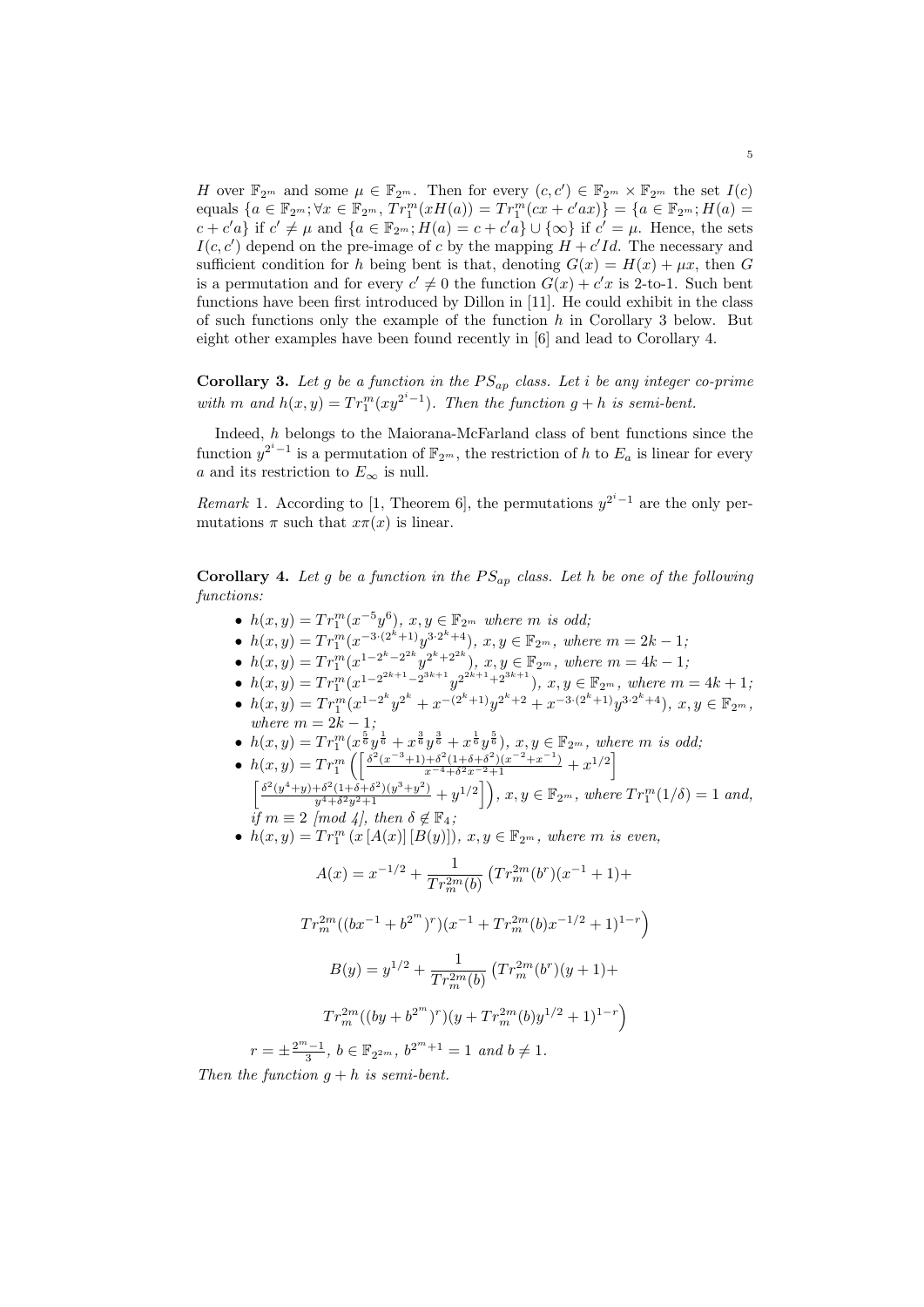$H$ over $\mathbb{F}_{2^m}$ and some $\mu \in \mathbb{F}_{2^m}$. Then for every $(c, c') \in \mathbb{F}_{2^m} \times \mathbb{F}_{2^m}$ the set $I(c)$ equals $\{a \in \mathbb{F}_{2^m}; \forall x \in \mathbb{F}_{2^m}, Tr_1^m(xH(a)) = Tr_1^m(cx + c'ax)\} = \{a \in \mathbb{F}_{2^m}; H(a) = c + c'a\}$ if $c' \neq \mu$ and $\{a \in \mathbb{F}_{2^m}; H(a) = c + c'a\} \cup \{\infty\}$ if $c' = \mu$. Hence, the sets $I(c, c')$ depend on the pre-image of $c$ by the mapping $H + c'Id$. The necessary and sufficient condition for $h$ being bent is that, denoting $G(x) = H(x) + \mu x$, then $G$ is a permutation and for every $c' \neq 0$ the function $G(x) + c'x$ is 2-to-1. Such bent functions have been first introduced by Dillon in [11]. He could exhibit in the class of such functions only the example of the function $h$ in Corollary 3 below. But eight other examples have been found recently in [6] and lead to Corollary 4.

**Corollary 3.** *Let $g$ be a function in the $PS_{ap}$ class. Let $i$ be any integer co-prime with $m$ and $h(x, y) = Tr_1^m(xy^{2^i-1})$. Then the function $g + h$ is semi-bent.*

Indeed, $h$ belongs to the Maiorana-McFarland class of bent functions since the function $y^{2^i-1}$ is a permutation of $\mathbb{F}_{2^m}$, the restriction of $h$ to $E_a$ is linear for every $a$ and its restriction to $E_\infty$ is null.

*Remark* 1. According to [1, Theorem 6], the permutations $y^{2^i-1}$ are the only permutations $\pi$ such that $x\pi(x)$ is linear.

**Corollary 4.** *Let $g$ be a function in the $PS_{ap}$ class. Let $h$ be one of the following functions:*

- $h(x, y) = Tr_1^m(x^{-5}y^6)$, $x, y \in \mathbb{F}_{2^m}$ *where $m$ is odd;*
- $h(x, y) = Tr_1^m(x^{-3\cdot(2^k+1)}y^{3\cdot 2^k+4})$, $x, y \in \mathbb{F}_{2^m}$, *where $m = 2k - 1$;*
- $h(x, y) = Tr_1^m(x^{1-2^k-2^{2k}}y^{2^k+2^{2k}})$, $x, y \in \mathbb{F}_{2^m}$, *where $m = 4k - 1$;*
- $h(x, y) = Tr_1^m(x^{1-2^{2k+1}-2^{3k+1}}y^{2^{2k+1}+2^{3k+1}})$, $x, y \in \mathbb{F}_{2^m}$, *where $m = 4k + 1$;*
- $h(x, y) = Tr_1^m(x^{1-2^k}y^{2^k} + x^{-(2^k+1)}y^{2^k+2} + x^{-3\cdot(2^k+1)}y^{3\cdot 2^k+4})$, $x, y \in \mathbb{F}_{2^m}$, *where $m = 2k - 1$;*
- $h(x, y) = Tr_1^m(x^{\frac{5}{6}}y^{\frac{1}{6}} + x^{\frac{3}{6}}y^{\frac{3}{6}} + x^{\frac{1}{6}}y^{\frac{5}{6}})$, $x, y \in \mathbb{F}_{2^m}$, *where $m$ is odd;*
- $h(x, y) = Tr_1^m\left(\left[\frac{\delta^2(x^{-3}+1)+\delta^2(1+\delta+\delta^2)(x^{-2}+x^{-1})}{x^{-4}+\delta^2x^{-2}+1} + x^{1/2}\right]\right.$ $\left.\left[\frac{\delta^2(y^4+y)+\delta^2(1+\delta+\delta^2)(y^3+y^2)}{y^4+\delta^2y^2+1} + y^{1/2}\right]\right)$, $x, y \in \mathbb{F}_{2^m}$, *where $Tr_1^m(1/\delta) = 1$ and, if $m \equiv 2$ [mod 4], then $\delta \notin \mathbb{F}_4$;*
- $h(x, y) = Tr_1^m(x[A(x)][B(y)])$, $x, y \in \mathbb{F}_{2^m}$, *where $m$ is even,*

$$A(x) = x^{-1/2} + \frac{1}{Tr_m^{2m}(b)}\left(Tr_m^{2m}(b^r)(x^{-1}+1) + \right.$$

$$\left. Tr_m^{2m}((bx^{-1} + b^{2^m})^r)(x^{-1} + Tr_m^{2m}(b)x^{-1/2} + 1)^{1-r}\right)$$

$$B(y) = y^{1/2} + \frac{1}{Tr_m^{2m}(b)}\left(Tr_m^{2m}(b^r)(y+1) + \right.$$

$$\left. Tr_m^{2m}((by + b^{2^m})^r)(y + Tr_m^{2m}(b)y^{1/2} + 1)^{1-r}\right)$$

$r = \pm\frac{2^m-1}{3}$, $b \in \mathbb{F}_{2^{2m}}$, $b^{2^m+1} = 1$ *and* $b \neq 1$.

*Then the function $g + h$ is semi-bent.*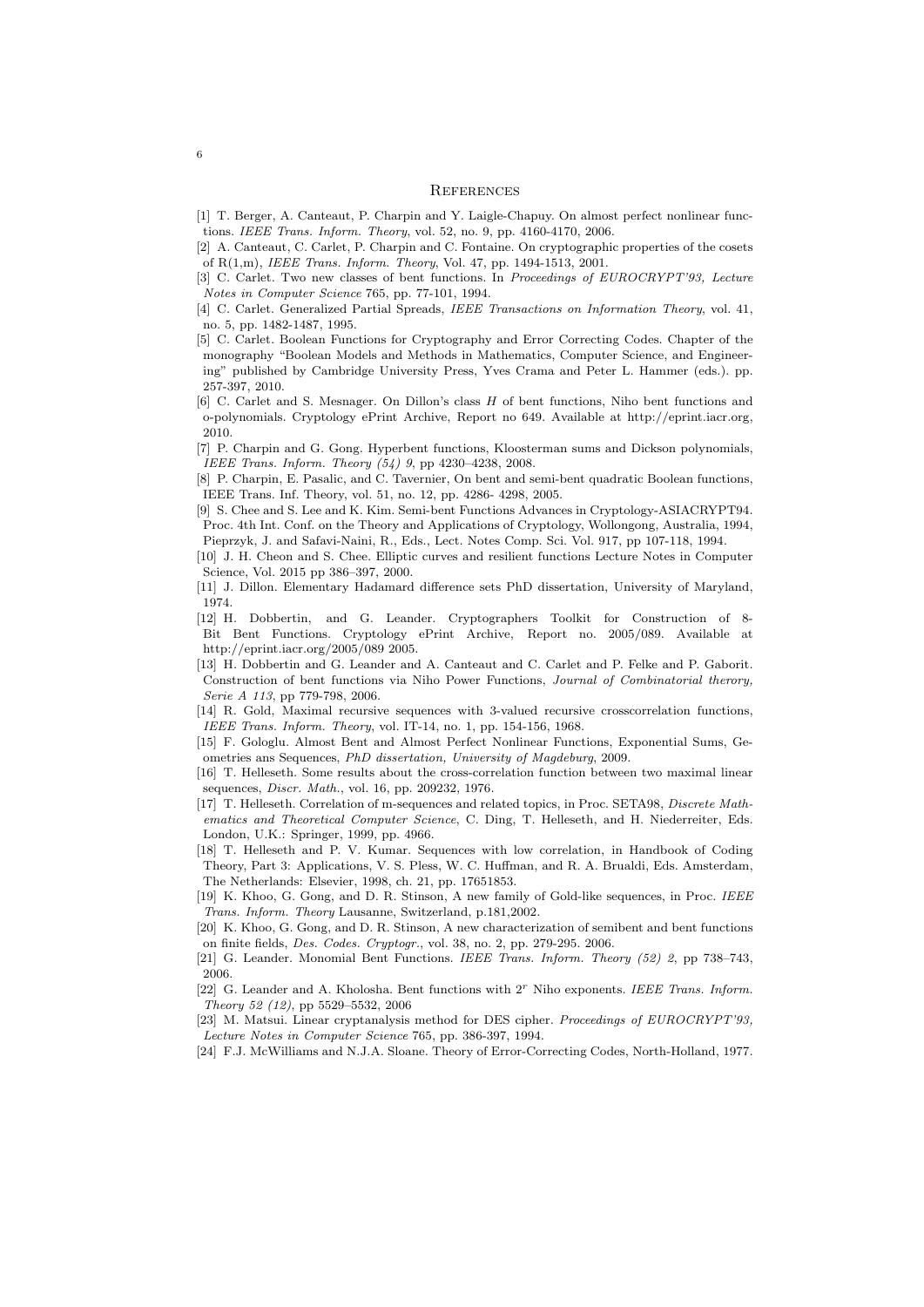## References

[1] T. Berger, A. Canteaut, P. Charpin and Y. Laigle-Chapuy. On almost perfect nonlinear functions. *IEEE Trans. Inform. Theory*, vol. 52, no. 9, pp. 4160-4170, 2006.

[2] A. Canteaut, C. Carlet, P. Charpin and C. Fontaine. On cryptographic properties of the cosets of R(1,m), *IEEE Trans. Inform. Theory*, Vol. 47, pp. 1494-1513, 2001.

[3] C. Carlet. Two new classes of bent functions. In *Proceedings of EUROCRYPT'93, Lecture Notes in Computer Science* 765, pp. 77-101, 1994.

[4] C. Carlet. Generalized Partial Spreads, *IEEE Transactions on Information Theory*, vol. 41, no. 5, pp. 1482-1487, 1995.

[5] C. Carlet. Boolean Functions for Cryptography and Error Correcting Codes. Chapter of the monography "Boolean Models and Methods in Mathematics, Computer Science, and Engineering" published by Cambridge University Press, Yves Crama and Peter L. Hammer (eds.). pp. 257-397, 2010.

[6] C. Carlet and S. Mesnager. On Dillon's class $H$ of bent functions, Niho bent functions and o-polynomials. Cryptology ePrint Archive, Report no 649. Available at http://eprint.iacr.org, 2010.

[7] P. Charpin and G. Gong. Hyperbent functions, Kloosterman sums and Dickson polynomials, *IEEE Trans. Inform. Theory (54) 9*, pp 4230–4238, 2008.

[8] P. Charpin, E. Pasalic, and C. Tavernier, On bent and semi-bent quadratic Boolean functions, IEEE Trans. Inf. Theory, vol. 51, no. 12, pp. 4286- 4298, 2005.

[9] S. Chee and S. Lee and K. Kim. Semi-bent Functions Advances in Cryptology-ASIACRYPT94. Proc. 4th Int. Conf. on the Theory and Applications of Cryptology, Wollongong, Australia, 1994, Pieprzyk, J. and Safavi-Naini, R., Eds., Lect. Notes Comp. Sci. Vol. 917, pp 107-118, 1994.

[10] J. H. Cheon and S. Chee. Elliptic curves and resilient functions Lecture Notes in Computer Science, Vol. 2015 pp 386–397, 2000.

[11] J. Dillon. Elementary Hadamard difference sets PhD dissertation, University of Maryland, 1974.

[12] H. Dobbertin, and G. Leander. Cryptographers Toolkit for Construction of 8-Bit Bent Functions. Cryptology ePrint Archive, Report no. 2005/089. Available at http://eprint.iacr.org/2005/089 2005.

[13] H. Dobbertin and G. Leander and A. Canteaut and C. Carlet and P. Felke and P. Gaborit. Construction of bent functions via Niho Power Functions, *Journal of Combinatorial therory, Serie A 113*, pp 779-798, 2006.

[14] R. Gold, Maximal recursive sequences with 3-valued recursive crosscorrelation functions, *IEEE Trans. Inform. Theory*, vol. IT-14, no. 1, pp. 154-156, 1968.

[15] F. Gologlu. Almost Bent and Almost Perfect Nonlinear Functions, Exponential Sums, Geometries ans Sequences, *PhD dissertation, University of Magdeburg*, 2009.

[16] T. Helleseth. Some results about the cross-correlation function between two maximal linear sequences, *Discr. Math.*, vol. 16, pp. 209232, 1976.

[17] T. Helleseth. Correlation of m-sequences and related topics, in Proc. SETA98, *Discrete Mathematics and Theoretical Computer Science*, C. Ding, T. Helleseth, and H. Niederreiter, Eds. London, U.K.: Springer, 1999, pp. 4966.

[18] T. Helleseth and P. V. Kumar. Sequences with low correlation, in Handbook of Coding Theory, Part 3: Applications, V. S. Pless, W. C. Huffman, and R. A. Brualdi, Eds. Amsterdam, The Netherlands: Elsevier, 1998, ch. 21, pp. 17651853.

[19] K. Khoo, G. Gong, and D. R. Stinson, A new family of Gold-like sequences, in Proc. *IEEE Trans. Inform. Theory* Lausanne, Switzerland, p.181,2002.

[20] K. Khoo, G. Gong, and D. R. Stinson, A new characterization of semibent and bent functions on finite fields, *Des. Codes. Cryptogr.*, vol. 38, no. 2, pp. 279-295. 2006.

[21] G. Leander. Monomial Bent Functions. *IEEE Trans. Inform. Theory (52) 2*, pp 738–743, 2006.

[22] G. Leander and A. Kholosha. Bent functions with $2^r$ Niho exponents. *IEEE Trans. Inform. Theory 52 (12)*, pp 5529–5532, 2006

[23] M. Matsui. Linear cryptanalysis method for DES cipher. *Proceedings of EUROCRYPT'93, Lecture Notes in Computer Science* 765, pp. 386-397, 1994.

[24] F.J. McWilliams and N.J.A. Sloane. Theory of Error-Correcting Codes, North-Holland, 1977.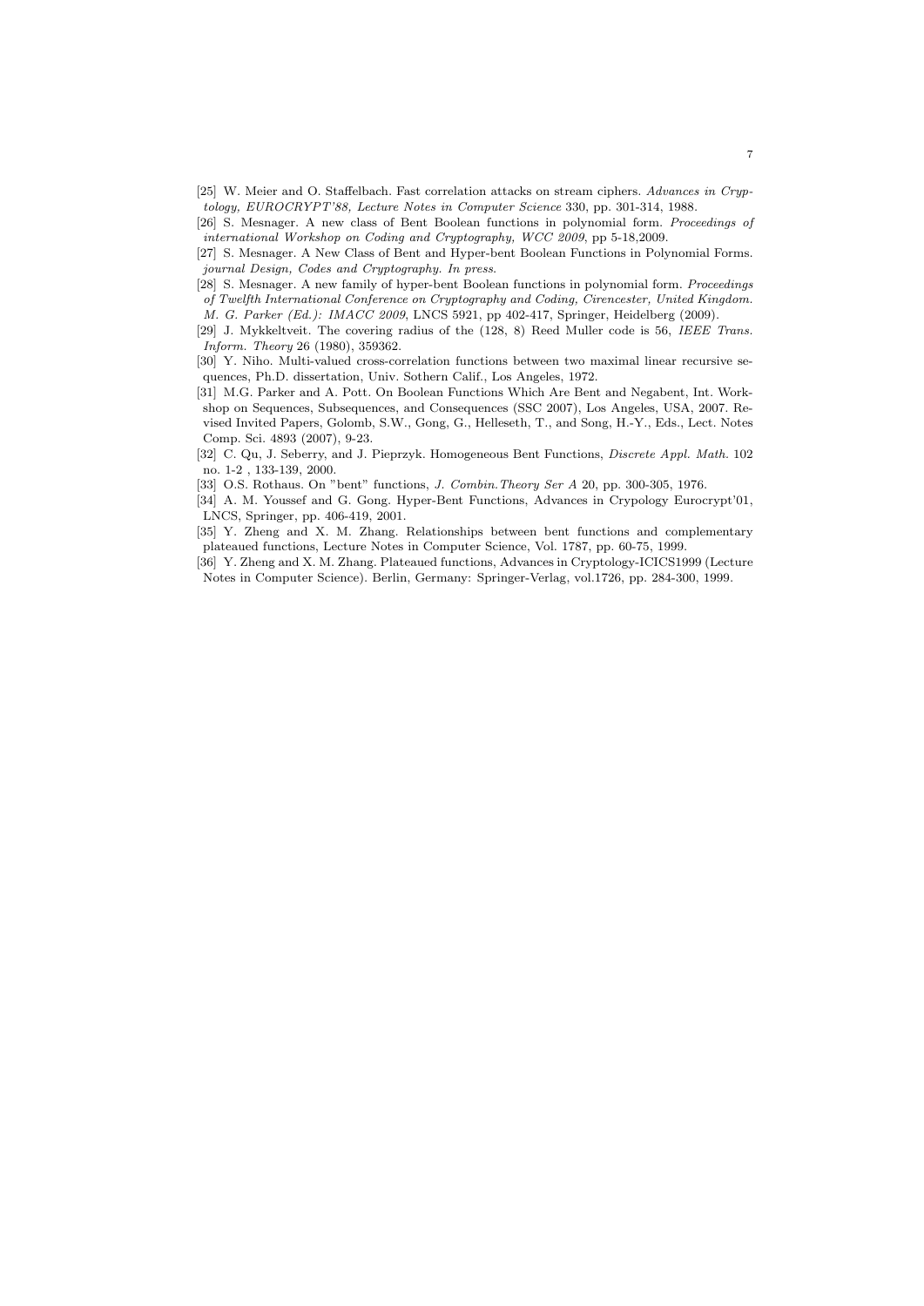[25] W. Meier and O. Staffelbach. Fast correlation attacks on stream ciphers. *Advances in Cryptology, EUROCRYPT'88, Lecture Notes in Computer Science* 330, pp. 301-314, 1988.

[26] S. Mesnager. A new class of Bent Boolean functions in polynomial form. *Proceedings of international Workshop on Coding and Cryptography, WCC 2009*, pp 5-18,2009.

[27] S. Mesnager. A New Class of Bent and Hyper-bent Boolean Functions in Polynomial Forms. *journal Design, Codes and Cryptography. In press.*

[28] S. Mesnager. A new family of hyper-bent Boolean functions in polynomial form. *Proceedings of Twelfth International Conference on Cryptography and Coding, Cirencester, United Kingdom. M. G. Parker (Ed.): IMACC 2009*, LNCS 5921, pp 402-417, Springer, Heidelberg (2009).

[29] J. Mykkeltveit. The covering radius of the (128, 8) Reed Muller code is 56, *IEEE Trans. Inform. Theory* 26 (1980), 359362.

[30] Y. Niho. Multi-valued cross-correlation functions between two maximal linear recursive sequences, Ph.D. dissertation, Univ. Sothern Calif., Los Angeles, 1972.

[31] M.G. Parker and A. Pott. On Boolean Functions Which Are Bent and Negabent, Int. Workshop on Sequences, Subsequences, and Consequences (SSC 2007), Los Angeles, USA, 2007. Revised Invited Papers, Golomb, S.W., Gong, G., Helleseth, T., and Song, H.-Y., Eds., Lect. Notes Comp. Sci. 4893 (2007), 9-23.

[32] C. Qu, J. Seberry, and J. Pieprzyk. Homogeneous Bent Functions, *Discrete Appl. Math.* 102 no. 1-2 , 133-139, 2000.

[33] O.S. Rothaus. On "bent" functions, *J. Combin.Theory Ser A* 20, pp. 300-305, 1976.

[34] A. M. Youssef and G. Gong. Hyper-Bent Functions, Advances in Crypology Eurocrypt'01, LNCS, Springer, pp. 406-419, 2001.

[35] Y. Zheng and X. M. Zhang. Relationships between bent functions and complementary plateaued functions, Lecture Notes in Computer Science, Vol. 1787, pp. 60-75, 1999.

[36] Y. Zheng and X. M. Zhang. Plateaued functions, Advances in Cryptology-ICICS1999 (Lecture Notes in Computer Science). Berlin, Germany: Springer-Verlag, vol.1726, pp. 284-300, 1999.